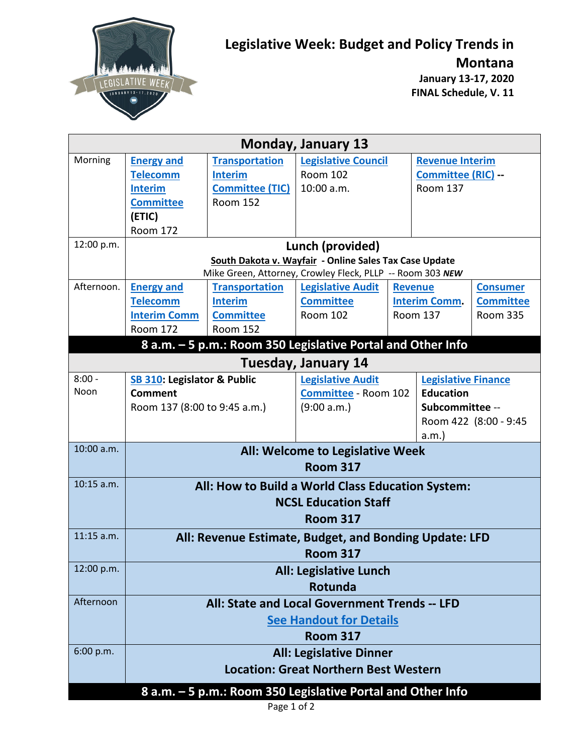# Legislative Week: Budget and Policy Trends in Montana

**January 13-17, 2020**
**FINAL Schedule, V. 11**

| **Monday, January 13** | | | | | |
|---|---|---|---|---|---|
| Morning | **Energy and Telecomm Interim Committee (ETIC)** Room 172 | **Transportation Interim Committee (TIC)** Room 152 | **Legislative Council** Room 102 10:00 a.m. | **Revenue Interim Committee (RIC) --** Room 137 | |
| 12:00 p.m. | **Lunch (provided)** **South Dakota v. Wayfair - Online Sales Tax Case Update** Mike Green, Attorney, Crowley Fleck, PLLP -- Room 303 ***NEW*** | | | | |
| Afternoon. | **Energy and Telecomm Interim Comm** Room 172 | **Transportation Interim Committee** Room 152 | **Legislative Audit Committee** Room 102 | **Revenue Interim Comm.** Room 137 | **Consumer Committee** Room 335 |
| **8 a.m. – 5 p.m.: Room 350 Legislative Portal and Other Info** | | | | | |

| **Tuesday, January 14** | | | |
|---|---|---|---|
| 8:00 - Noon | **SB 310: Legislator & Public Comment** Room 137 (8:00 to 9:45 a.m.) | **Legislative Audit Committee** - Room 102 (9:00 a.m.) | **Legislative Finance Education Subcommittee** -- Room 422 (8:00 - 9:45 a.m.) |
| 10:00 a.m. | **All: Welcome to Legislative Week** **Room 317** | | |
| 10:15 a.m. | **All: How to Build a World Class Education System: NCSL Education Staff** **Room 317** | | |
| 11:15 a.m. | **All: Revenue Estimate, Budget, and Bonding Update: LFD** **Room 317** | | |
| 12:00 p.m. | **All: Legislative Lunch** **Rotunda** | | |
| Afternoon | **All: State and Local Government Trends -- LFD** **See Handout for Details** **Room 317** | | |
| 6:00 p.m. | **All: Legislative Dinner** **Location: Great Northern Best Western** | | |
| **8 a.m. – 5 p.m.: Room 350 Legislative Portal and Other Info** | | | |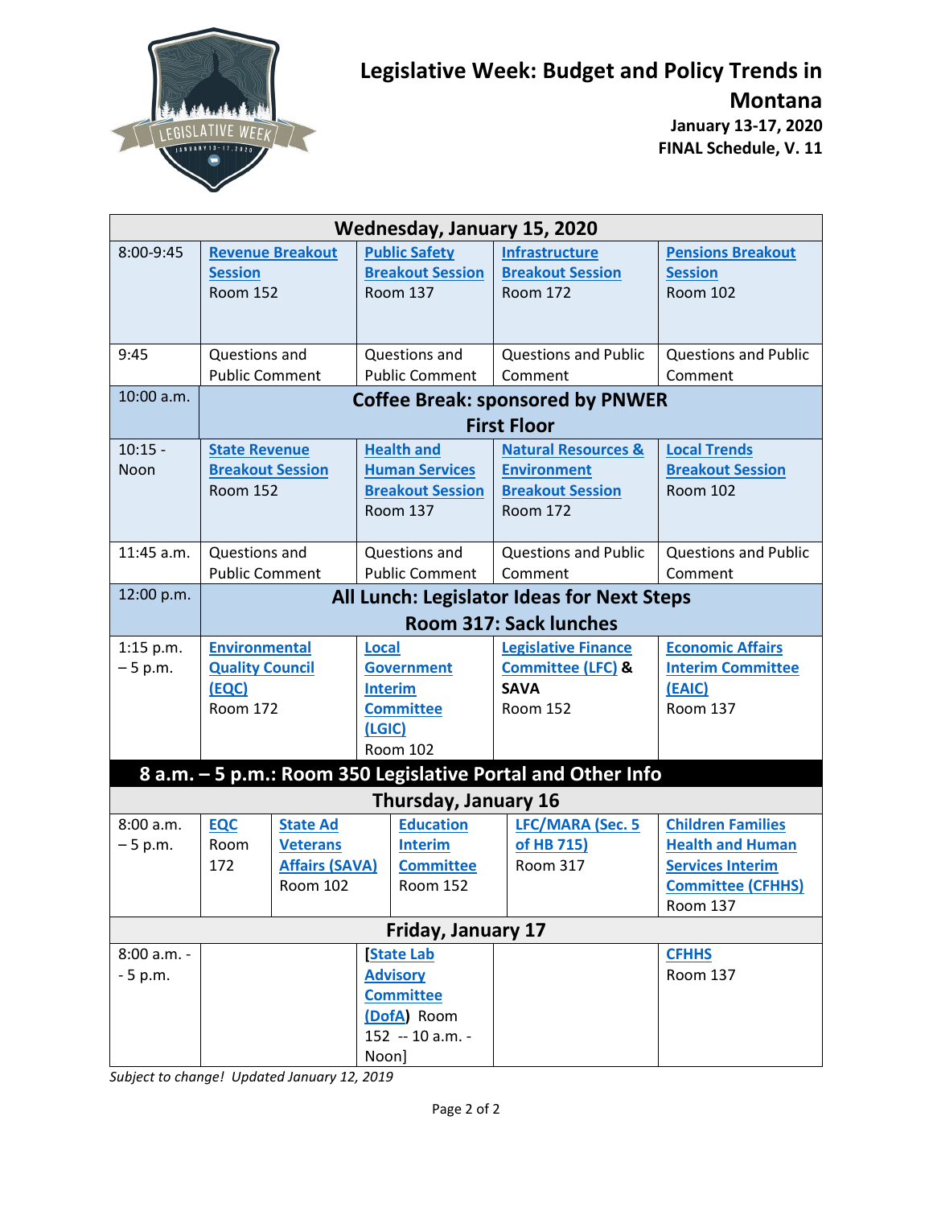# Legislative Week: Budget and Policy Trends in Montana

**January 13-17, 2020**
**FINAL Schedule, V. 11**

| | | | | |
|---|---|---|---|---|
| **Wednesday, January 15, 2020** | | | | |
| 8:00-9:45 | **Revenue Breakout Session** Room 152 | **Public Safety Breakout Session** Room 137 | **Infrastructure Breakout Session** Room 172 | **Pensions Breakout Session** Room 102 |
| 9:45 | Questions and Public Comment | Questions and Public Comment | Questions and Public Comment | Questions and Public Comment |
| 10:00 a.m. | **Coffee Break: sponsored by PNWER First Floor** | | | |
| 10:15 - Noon | **State Revenue Breakout Session** Room 152 | **Health and Human Services Breakout Session** Room 137 | **Natural Resources & Environment Breakout Session** Room 172 | **Local Trends Breakout Session** Room 102 |
| 11:45 a.m. | Questions and Public Comment | Questions and Public Comment | Questions and Public Comment | Questions and Public Comment |
| 12:00 p.m. | **All Lunch: Legislator Ideas for Next Steps Room 317: Sack lunches** | | | |
| 1:15 p.m. – 5 p.m. | **Environmental Quality Council (EQC)** Room 172 | **Local Government Interim Committee (LGIC)** Room 102 | **Legislative Finance Committee (LFC) & SAVA** Room 152 | **Economic Affairs Interim Committee (EAIC)** Room 137 |
| **8 a.m. – 5 p.m.: Room 350 Legislative Portal and Other Info** | | | | |

| | | | | | |
|---|---|---|---|---|---|
| **Thursday, January 16** | | | | | |
| 8:00 a.m. – 5 p.m. | **EQC** Room 172 | **State Ad Veterans Affairs (SAVA)** Room 102 | **Education Interim Committee** Room 152 | **LFC/MARA (Sec. 5 of HB 715)** Room 317 | **Children Families Health and Human Services Interim Committee (CFHHS)** Room 137 |

| | | | | |
|---|---|---|---|---|
| **Friday, January 17** | | | | |
| 8:00 a.m. - - 5 p.m. | | [**State Lab Advisory Committee (DofA)** Room 152 -- 10 a.m. - Noon] | | **CFHHS** Room 137 |

*Subject to change! Updated January 12, 2019*